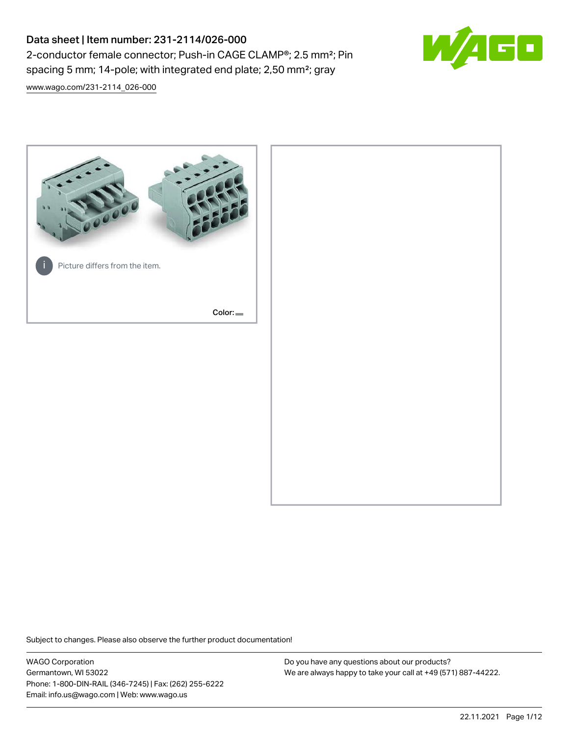# Data sheet | Item number: 231-2114/026-000

2-conductor female connector; Push-in CAGE CLAMP®; 2.5 mm²; Pin spacing 5 mm; 14-pole; with integrated end plate; 2,50 mm²; gray

www.wago.com/231-2114_026-000

Picture differs from the item.

Color:

Subject to changes. Please also observe the further product documentation!

WAGO Corporation
Germantown, WI 53022
Phone: 1-800-DIN-RAIL (346-7245) | Fax: (262) 255-6222
Email: info.us@wago.com | Web: www.wago.us

Do you have any questions about our products?
We are always happy to take your call at +49 (571) 887-44222.

22.11.2021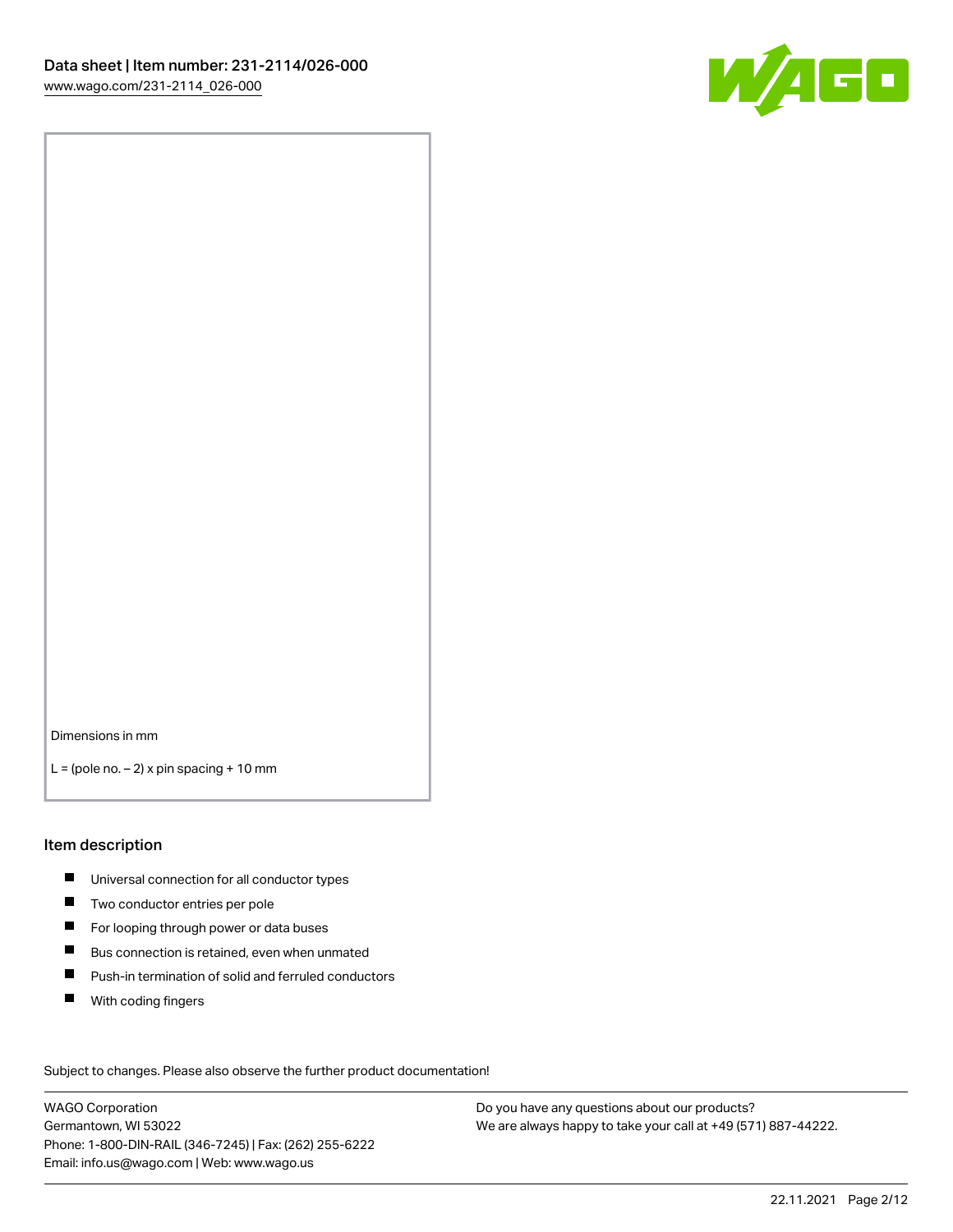Dimensions in mm

L = (pole no. – 2) x pin spacing + 10 mm

## Item description

- Universal connection for all conductor types
- Two conductor entries per pole
- For looping through power or data buses
- Bus connection is retained, even when unmated
- Push-in termination of solid and ferruled conductors
- With coding fingers

Subject to changes. Please also observe the further product documentation!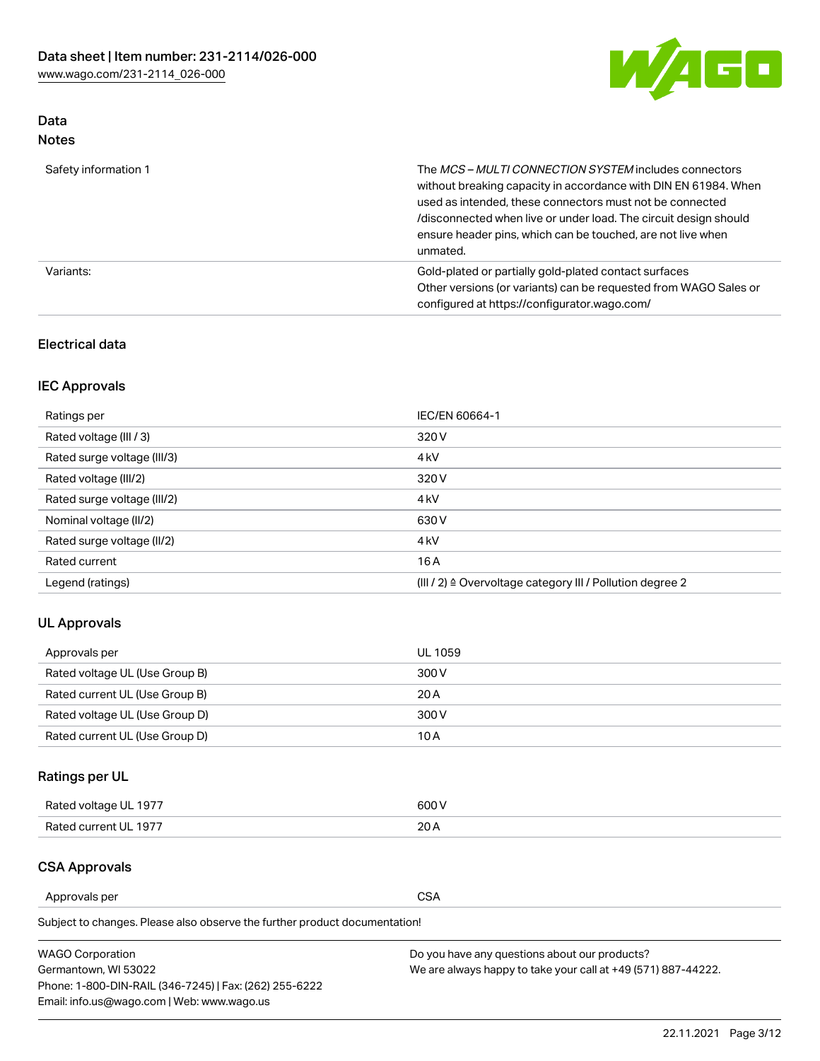## Data

### Notes

| | |
|---|---|
| Safety information 1 | The *MCS – MULTI CONNECTION SYSTEM* includes connectors without breaking capacity in accordance with DIN EN 61984. When used as intended, these connectors must not be connected /disconnected when live or under load. The circuit design should ensure header pins, which can be touched, are not live when unmated. |
| Variants: | Gold-plated or partially gold-plated contact surfaces<br>Other versions (or variants) can be requested from WAGO Sales or configured at https://configurator.wago.com/ |

## Electrical data

### IEC Approvals

| | |
|---|---|
| Ratings per | IEC/EN 60664-1 |
| Rated voltage (III / 3) | 320 V |
| Rated surge voltage (III/3) | 4 kV |
| Rated voltage (III/2) | 320 V |
| Rated surge voltage (III/2) | 4 kV |
| Nominal voltage (II/2) | 630 V |
| Rated surge voltage (II/2) | 4 kV |
| Rated current | 16 A |
| Legend (ratings) | (III / 2) ≙ Overvoltage category III / Pollution degree 2 |

### UL Approvals

| | |
|---|---|
| Approvals per | UL 1059 |
| Rated voltage UL (Use Group B) | 300 V |
| Rated current UL (Use Group B) | 20 A |
| Rated voltage UL (Use Group D) | 300 V |
| Rated current UL (Use Group D) | 10 A |

### Ratings per UL

| | |
|---|---|
| Rated voltage UL 1977 | 600 V |
| Rated current UL 1977 | 20 A |

### CSA Approvals

| | |
|---|---|
| Approvals per | CSA |

Subject to changes. Please also observe the further product documentation!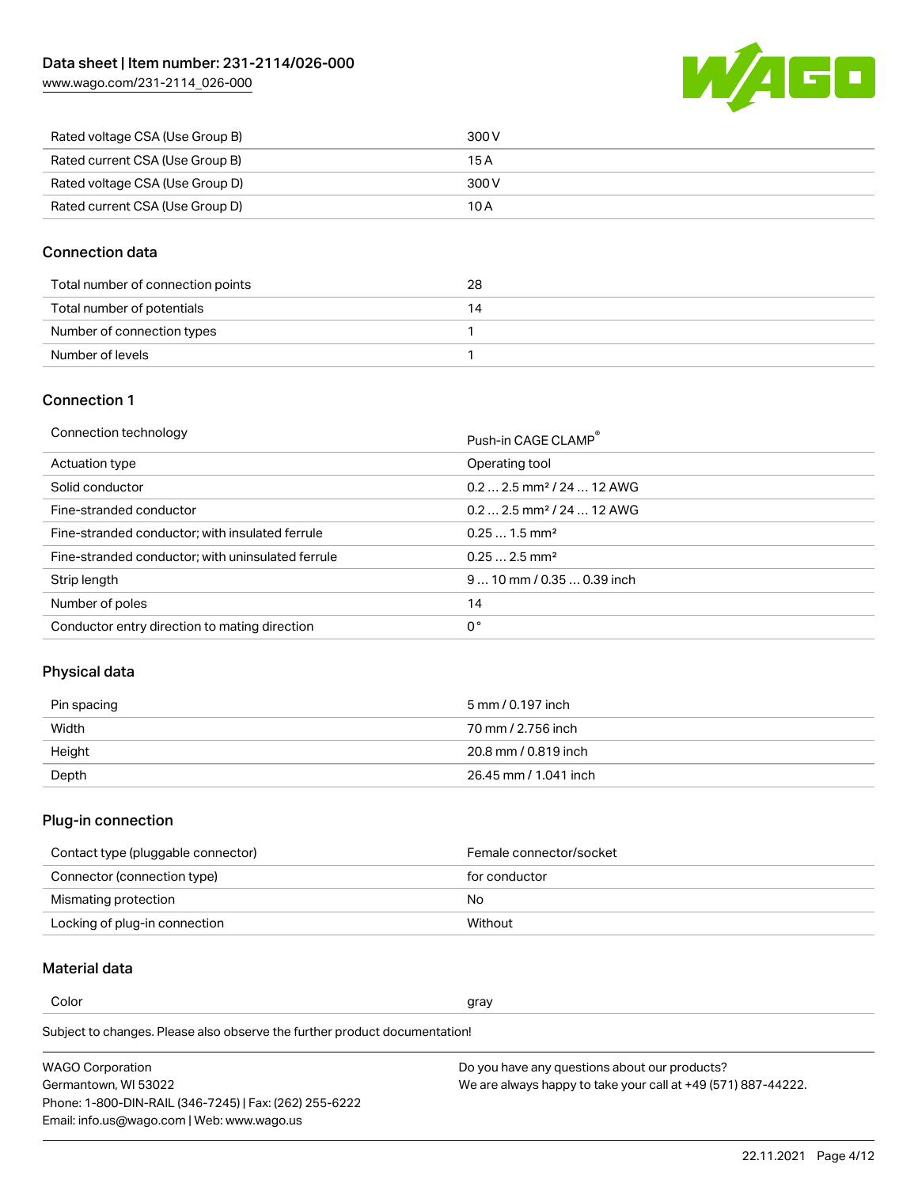| Rated voltage CSA (Use Group B) | 300 V |
| --- | --- |
| Rated current CSA (Use Group B) | 15 A |
| Rated voltage CSA (Use Group D) | 300 V |
| Rated current CSA (Use Group D) | 10 A |

## Connection data

| Total number of connection points | 28 |
| --- | --- |
| Total number of potentials | 14 |
| Number of connection types | 1 |
| Number of levels | 1 |

## Connection 1

| Connection technology | Push-in CAGE CLAMP® |
| --- | --- |
| Actuation type | Operating tool |
| Solid conductor | 0.2 … 2.5 mm² / 24 … 12 AWG |
| Fine-stranded conductor | 0.2 … 2.5 mm² / 24 … 12 AWG |
| Fine-stranded conductor; with insulated ferrule | 0.25 … 1.5 mm² |
| Fine-stranded conductor; with uninsulated ferrule | 0.25 … 2.5 mm² |
| Strip length | 9 … 10 mm / 0.35 … 0.39 inch |
| Number of poles | 14 |
| Conductor entry direction to mating direction | 0 ° |

## Physical data

| Pin spacing | 5 mm / 0.197 inch |
| --- | --- |
| Width | 70 mm / 2.756 inch |
| Height | 20.8 mm / 0.819 inch |
| Depth | 26.45 mm / 1.041 inch |

## Plug-in connection

| Contact type (pluggable connector) | Female connector/socket |
| --- | --- |
| Connector (connection type) | for conductor |
| Mismating protection | No |
| Locking of plug-in connection | Without |

## Material data

| Color | gray |
| --- | --- |

Subject to changes. Please also observe the further product documentation!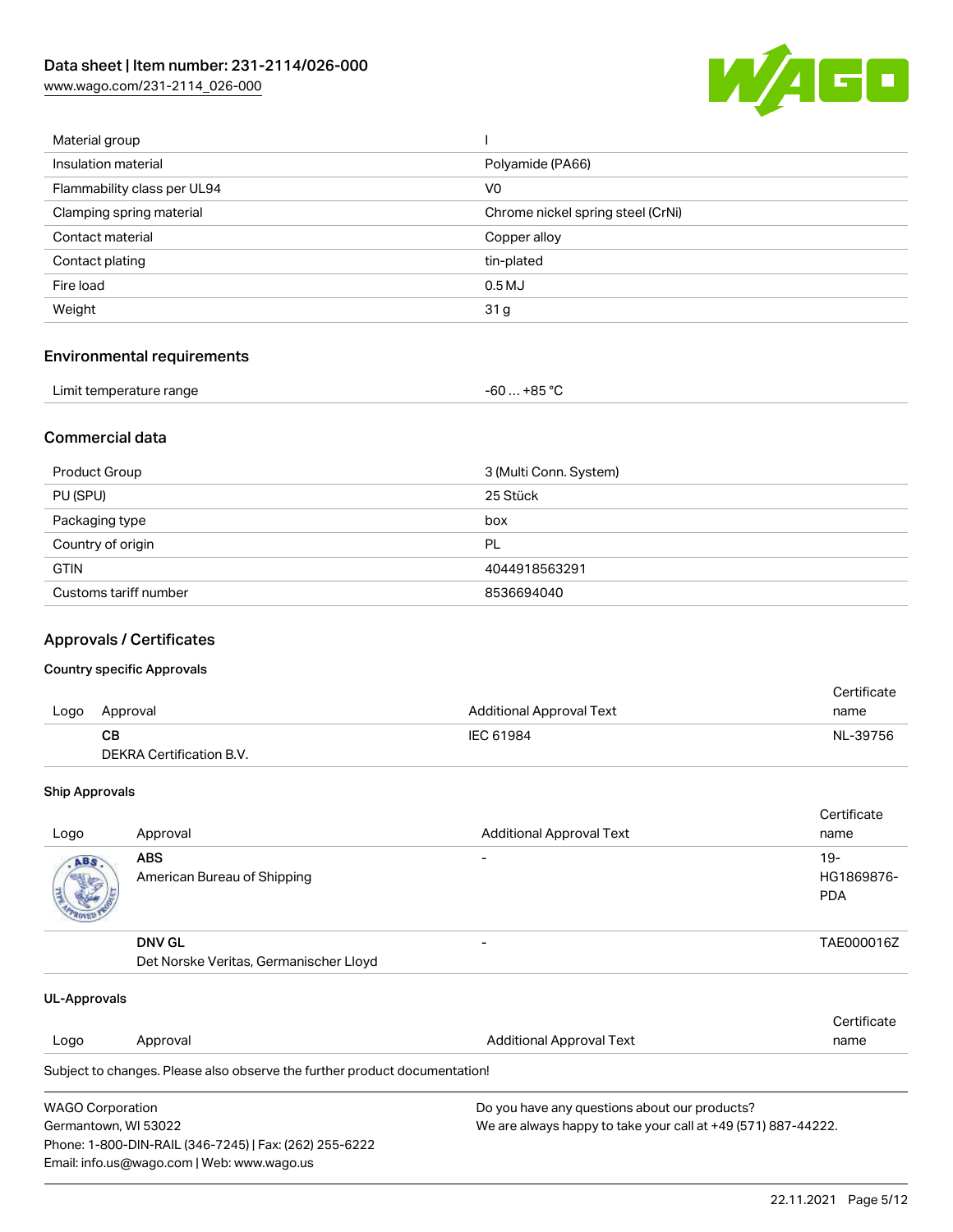| Material group | I |
| --- | --- |
| Insulation material | Polyamide (PA66) |
| Flammability class per UL94 | V0 |
| Clamping spring material | Chrome nickel spring steel (CrNi) |
| Contact material | Copper alloy |
| Contact plating | tin-plated |
| Fire load | 0.5 MJ |
| Weight | 31 g |

## Environmental requirements

| Limit temperature range | -60 … +85 °C |
| --- | --- |

## Commercial data

| Product Group | 3 (Multi Conn. System) |
| --- | --- |
| PU (SPU) | 25 Stück |
| Packaging type | box |
| Country of origin | PL |
| GTIN | 4044918563291 |
| Customs tariff number | 8536694040 |

## Approvals / Certificates

### Country specific Approvals

| Logo | Approval | Additional Approval Text | Certificate name |
| --- | --- | --- | --- |
| | **CB** DEKRA Certification B.V. | IEC 61984 | NL-39756 |

### Ship Approvals

| Logo | Approval | Additional Approval Text | Certificate name |
| --- | --- | --- | --- |
| | **ABS** American Bureau of Shipping | - | 19-HG1869876-PDA |
| | **DNV GL** Det Norske Veritas, Germanischer Lloyd | - | TAE000016Z |

### UL-Approvals

| Logo | Approval | Additional Approval Text | Certificate name |
| --- | --- | --- | --- |

Subject to changes. Please also observe the further product documentation!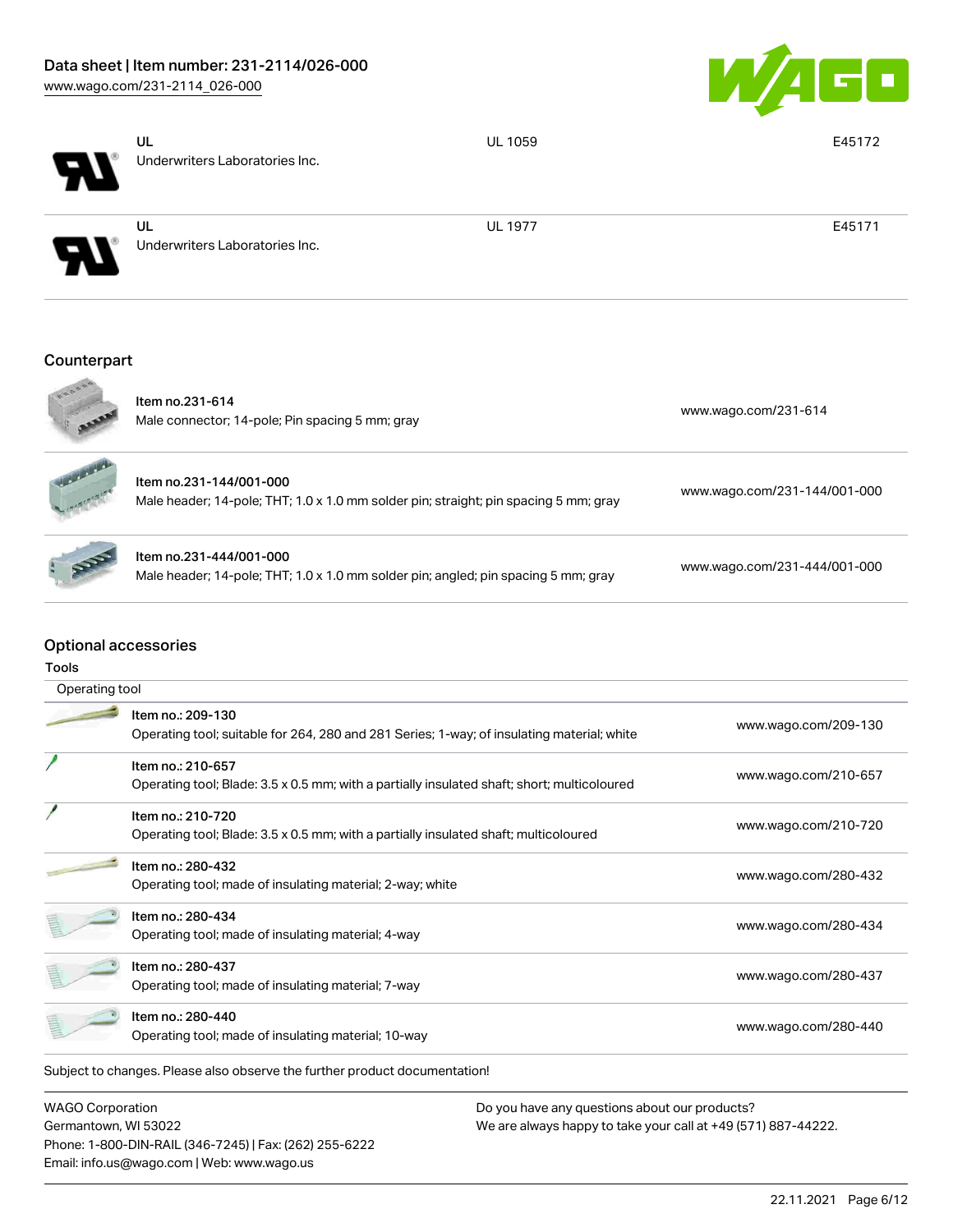| | | |
|---|---|---|
| UL<br>Underwriters Laboratories Inc. | UL 1059 | E45172 |
| UL<br>Underwriters Laboratories Inc. | UL 1977 | E45171 |

## Counterpart

| | |
|---|---|
| Item no.231-614<br>Male connector; 14-pole; Pin spacing 5 mm; gray | www.wago.com/231-614 |
| Item no.231-144/001-000<br>Male header; 14-pole; THT; 1.0 x 1.0 mm solder pin; straight; pin spacing 5 mm; gray | www.wago.com/231-144/001-000 |
| Item no.231-444/001-000<br>Male header; 14-pole; THT; 1.0 x 1.0 mm solder pin; angled; pin spacing 5 mm; gray | www.wago.com/231-444/001-000 |

## Optional accessories

### Tools

Operating tool

| | |
|---|---|
| Item no.: 209-130<br>Operating tool; suitable for 264, 280 and 281 Series; 1-way; of insulating material; white | www.wago.com/209-130 |
| Item no.: 210-657<br>Operating tool; Blade: 3.5 x 0.5 mm; with a partially insulated shaft; short; multicoloured | www.wago.com/210-657 |
| Item no.: 210-720<br>Operating tool; Blade: 3.5 x 0.5 mm; with a partially insulated shaft; multicoloured | www.wago.com/210-720 |
| Item no.: 280-432<br>Operating tool; made of insulating material; 2-way; white | www.wago.com/280-432 |
| Item no.: 280-434<br>Operating tool; made of insulating material; 4-way | www.wago.com/280-434 |
| Item no.: 280-437<br>Operating tool; made of insulating material; 7-way | www.wago.com/280-437 |
| Item no.: 280-440<br>Operating tool; made of insulating material; 10-way | www.wago.com/280-440 |

Subject to changes. Please also observe the further product documentation!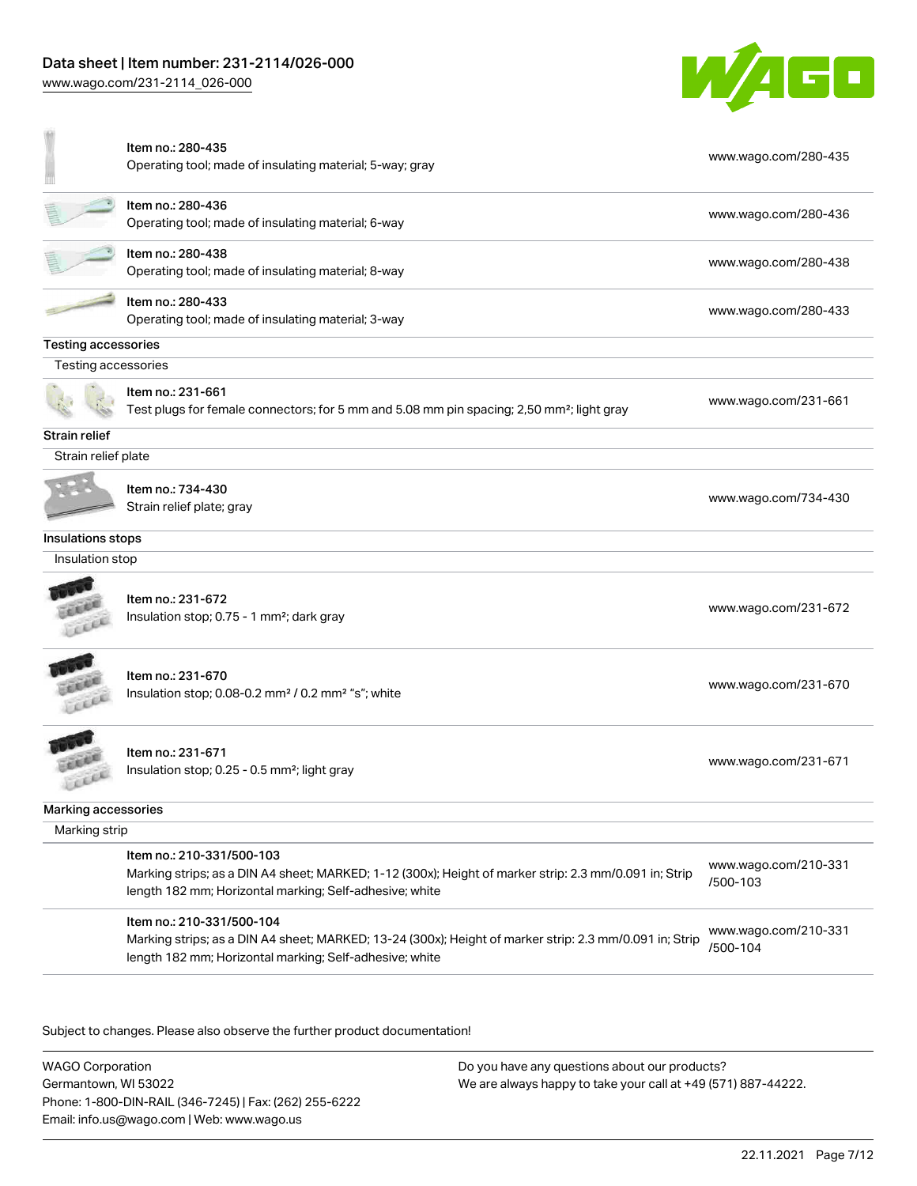| | | |
|---|---|---|
| | Item no.: 280-435<br>Operating tool; made of insulating material; 5-way; gray | www.wago.com/280-435 |
| | Item no.: 280-436<br>Operating tool; made of insulating material; 6-way | www.wago.com/280-436 |
| | Item no.: 280-438<br>Operating tool; made of insulating material; 8-way | www.wago.com/280-438 |
| | Item no.: 280-433<br>Operating tool; made of insulating material; 3-way | www.wago.com/280-433 |

**Testing accessories**

Testing accessories

| | | |
|---|---|---|
| | Item no.: 231-661<br>Test plugs for female connectors; for 5 mm and 5.08 mm pin spacing; 2,50 mm²; light gray | www.wago.com/231-661 |

**Strain relief**

Strain relief plate

| | | |
|---|---|---|
| | Item no.: 734-430<br>Strain relief plate; gray | www.wago.com/734-430 |

**Insulations stops**

Insulation stop

| | | |
|---|---|---|
| | Item no.: 231-672<br>Insulation stop; 0.75 - 1 mm²; dark gray | www.wago.com/231-672 |
| | Item no.: 231-670<br>Insulation stop; 0.08-0.2 mm² / 0.2 mm² "s"; white | www.wago.com/231-670 |
| | Item no.: 231-671<br>Insulation stop; 0.25 - 0.5 mm²; light gray | www.wago.com/231-671 |

**Marking accessories**

Marking strip

| | | |
|---|---|---|
| | Item no.: 210-331/500-103<br>Marking strips; as a DIN A4 sheet; MARKED; 1-12 (300x); Height of marker strip: 2.3 mm/0.091 in; Strip length 182 mm; Horizontal marking; Self-adhesive; white | www.wago.com/210-331/500-103 |
| | Item no.: 210-331/500-104<br>Marking strips; as a DIN A4 sheet; MARKED; 13-24 (300x); Height of marker strip: 2.3 mm/0.091 in; Strip length 182 mm; Horizontal marking; Self-adhesive; white | www.wago.com/210-331/500-104 |

Subject to changes. Please also observe the further product documentation!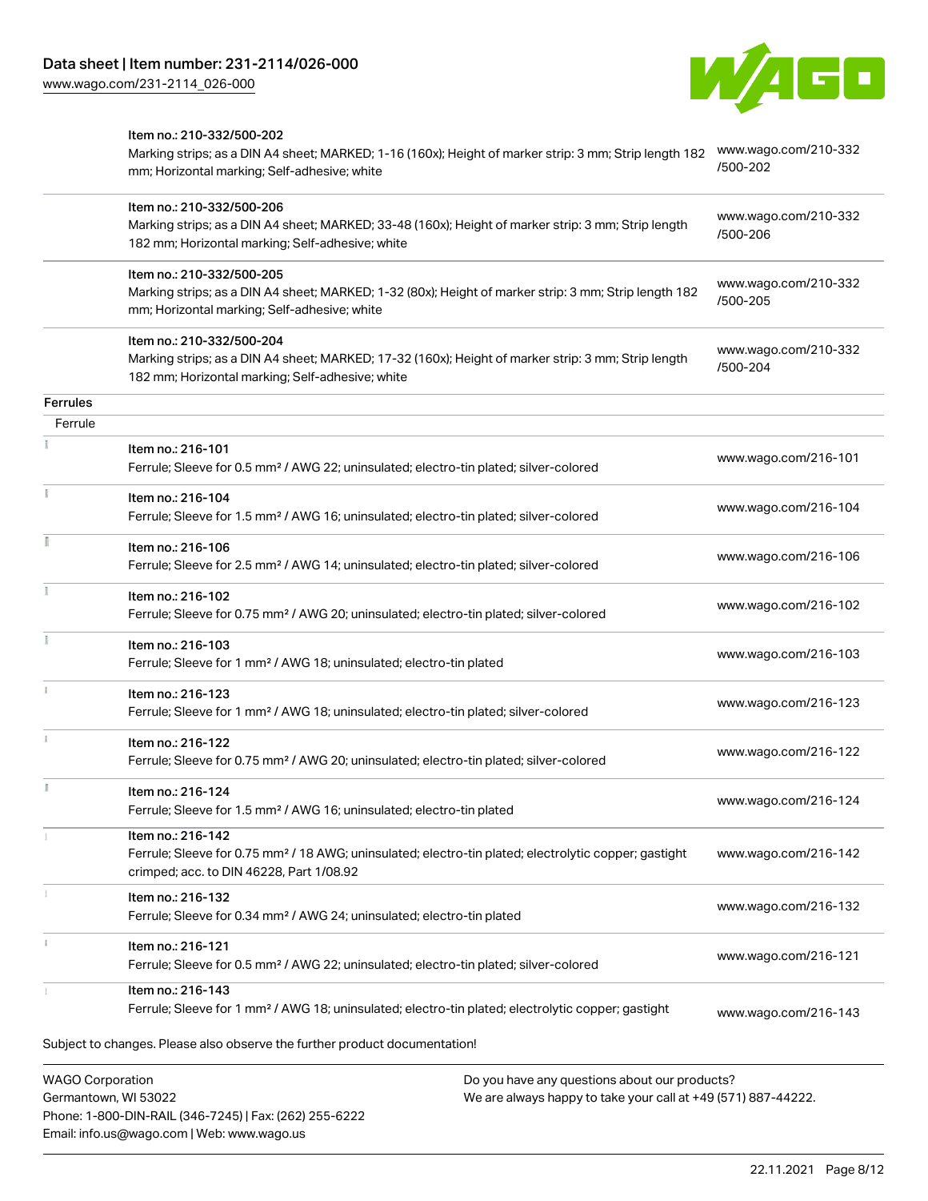| | Item | Link |
|---|---|---|
| | Item no.: 210-332/500-202<br>Marking strips; as a DIN A4 sheet; MARKED; 1-16 (160x); Height of marker strip: 3 mm; Strip length 182 mm; Horizontal marking; Self-adhesive; white | www.wago.com/210-332/500-202 |
| | Item no.: 210-332/500-206<br>Marking strips; as a DIN A4 sheet; MARKED; 33-48 (160x); Height of marker strip: 3 mm; Strip length 182 mm; Horizontal marking; Self-adhesive; white | www.wago.com/210-332/500-206 |
| | Item no.: 210-332/500-205<br>Marking strips; as a DIN A4 sheet; MARKED; 1-32 (80x); Height of marker strip: 3 mm; Strip length 182 mm; Horizontal marking; Self-adhesive; white | www.wago.com/210-332/500-205 |
| | Item no.: 210-332/500-204<br>Marking strips; as a DIN A4 sheet; MARKED; 17-32 (160x); Height of marker strip: 3 mm; Strip length 182 mm; Horizontal marking; Self-adhesive; white | www.wago.com/210-332/500-204 |
| **Ferrules** | | |
| Ferrule | | |
| | Item no.: 216-101<br>Ferrule; Sleeve for 0.5 mm² / AWG 22; uninsulated; electro-tin plated; silver-colored | www.wago.com/216-101 |
| | Item no.: 216-104<br>Ferrule; Sleeve for 1.5 mm² / AWG 16; uninsulated; electro-tin plated; silver-colored | www.wago.com/216-104 |
| | Item no.: 216-106<br>Ferrule; Sleeve for 2.5 mm² / AWG 14; uninsulated; electro-tin plated; silver-colored | www.wago.com/216-106 |
| | Item no.: 216-102<br>Ferrule; Sleeve for 0.75 mm² / AWG 20; uninsulated; electro-tin plated; silver-colored | www.wago.com/216-102 |
| | Item no.: 216-103<br>Ferrule; Sleeve for 1 mm² / AWG 18; uninsulated; electro-tin plated | www.wago.com/216-103 |
| | Item no.: 216-123<br>Ferrule; Sleeve for 1 mm² / AWG 18; uninsulated; electro-tin plated; silver-colored | www.wago.com/216-123 |
| | Item no.: 216-122<br>Ferrule; Sleeve for 0.75 mm² / AWG 20; uninsulated; electro-tin plated; silver-colored | www.wago.com/216-122 |
| | Item no.: 216-124<br>Ferrule; Sleeve for 1.5 mm² / AWG 16; uninsulated; electro-tin plated | www.wago.com/216-124 |
| | Item no.: 216-142<br>Ferrule; Sleeve for 0.75 mm² / 18 AWG; uninsulated; electro-tin plated; electrolytic copper; gastight crimped; acc. to DIN 46228, Part 1/08.92 | www.wago.com/216-142 |
| | Item no.: 216-132<br>Ferrule; Sleeve for 0.34 mm² / AWG 24; uninsulated; electro-tin plated | www.wago.com/216-132 |
| | Item no.: 216-121<br>Ferrule; Sleeve for 0.5 mm² / AWG 22; uninsulated; electro-tin plated; silver-colored | www.wago.com/216-121 |
| | Item no.: 216-143<br>Ferrule; Sleeve for 1 mm² / AWG 18; uninsulated; electro-tin plated; electrolytic copper; gastight | www.wago.com/216-143 |

Subject to changes. Please also observe the further product documentation!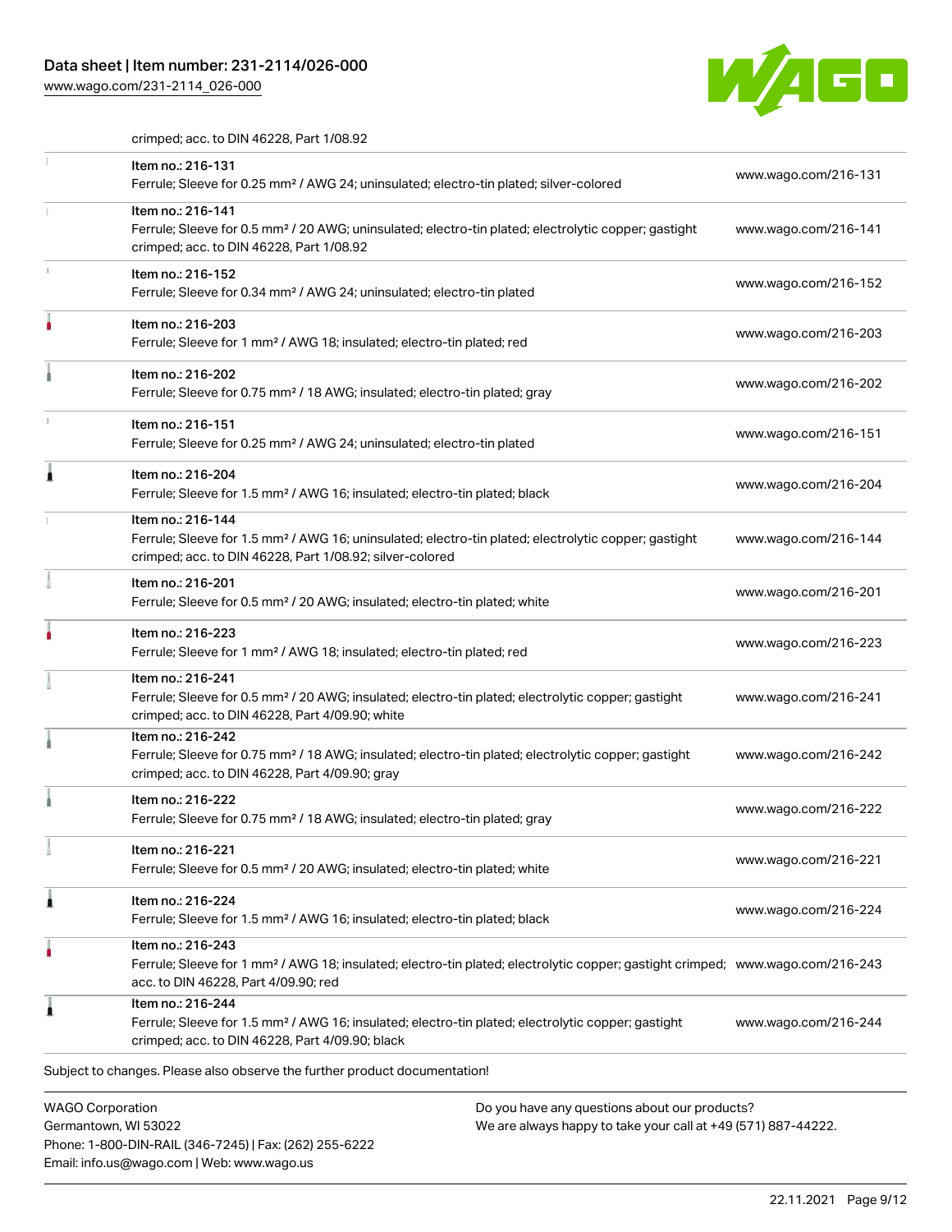crimped; acc. to DIN 46228, Part 1/08.92

| | | |
|---|---|---|
| | Item no.: 216-131<br>Ferrule; Sleeve for 0.25 mm² / AWG 24; uninsulated; electro-tin plated; silver-colored | www.wago.com/216-131 |
| | Item no.: 216-141<br>Ferrule; Sleeve for 0.5 mm² / 20 AWG; uninsulated; electro-tin plated; electrolytic copper; gastight crimped; acc. to DIN 46228, Part 1/08.92 | www.wago.com/216-141 |
| | Item no.: 216-152<br>Ferrule; Sleeve for 0.34 mm² / AWG 24; uninsulated; electro-tin plated | www.wago.com/216-152 |
| | Item no.: 216-203<br>Ferrule; Sleeve for 1 mm² / AWG 18; insulated; electro-tin plated; red | www.wago.com/216-203 |
| | Item no.: 216-202<br>Ferrule; Sleeve for 0.75 mm² / 18 AWG; insulated; electro-tin plated; gray | www.wago.com/216-202 |
| | Item no.: 216-151<br>Ferrule; Sleeve for 0.25 mm² / AWG 24; uninsulated; electro-tin plated | www.wago.com/216-151 |
| | Item no.: 216-204<br>Ferrule; Sleeve for 1.5 mm² / AWG 16; insulated; electro-tin plated; black | www.wago.com/216-204 |
| | Item no.: 216-144<br>Ferrule; Sleeve for 1.5 mm² / AWG 16; uninsulated; electro-tin plated; electrolytic copper; gastight crimped; acc. to DIN 46228, Part 1/08.92; silver-colored | www.wago.com/216-144 |
| | Item no.: 216-201<br>Ferrule; Sleeve for 0.5 mm² / 20 AWG; insulated; electro-tin plated; white | www.wago.com/216-201 |
| | Item no.: 216-223<br>Ferrule; Sleeve for 1 mm² / AWG 18; insulated; electro-tin plated; red | www.wago.com/216-223 |
| | Item no.: 216-241<br>Ferrule; Sleeve for 0.5 mm² / 20 AWG; insulated; electro-tin plated; electrolytic copper; gastight crimped; acc. to DIN 46228, Part 4/09.90; white | www.wago.com/216-241 |
| | Item no.: 216-242<br>Ferrule; Sleeve for 0.75 mm² / 18 AWG; insulated; electro-tin plated; electrolytic copper; gastight crimped; acc. to DIN 46228, Part 4/09.90; gray | www.wago.com/216-242 |
| | Item no.: 216-222<br>Ferrule; Sleeve for 0.75 mm² / 18 AWG; insulated; electro-tin plated; gray | www.wago.com/216-222 |
| | Item no.: 216-221<br>Ferrule; Sleeve for 0.5 mm² / 20 AWG; insulated; electro-tin plated; white | www.wago.com/216-221 |
| | Item no.: 216-224<br>Ferrule; Sleeve for 1.5 mm² / AWG 16; insulated; electro-tin plated; black | www.wago.com/216-224 |
| | Item no.: 216-243<br>Ferrule; Sleeve for 1 mm² / AWG 18; insulated; electro-tin plated; electrolytic copper; gastight crimped; acc. to DIN 46228, Part 4/09.90; red | www.wago.com/216-243 |
| | Item no.: 216-244<br>Ferrule; Sleeve for 1.5 mm² / AWG 16; insulated; electro-tin plated; electrolytic copper; gastight crimped; acc. to DIN 46228, Part 4/09.90; black | www.wago.com/216-244 |

Subject to changes. Please also observe the further product documentation!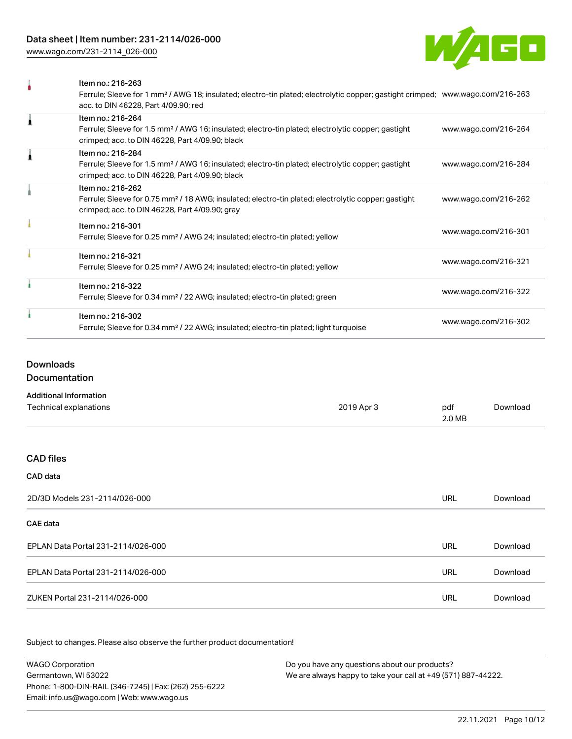| Item | URL |
| --- | --- |
| Item no.: 216-263<br>Ferrule; Sleeve for 1 mm² / AWG 18; insulated; electro-tin plated; electrolytic copper; gastight crimped; acc. to DIN 46228, Part 4/09.90; red | www.wago.com/216-263 |
| Item no.: 216-264<br>Ferrule; Sleeve for 1.5 mm² / AWG 16; insulated; electro-tin plated; electrolytic copper; gastight crimped; acc. to DIN 46228, Part 4/09.90; black | www.wago.com/216-264 |
| Item no.: 216-284<br>Ferrule; Sleeve for 1.5 mm² / AWG 16; insulated; electro-tin plated; electrolytic copper; gastight crimped; acc. to DIN 46228, Part 4/09.90; black | www.wago.com/216-284 |
| Item no.: 216-262<br>Ferrule; Sleeve for 0.75 mm² / 18 AWG; insulated; electro-tin plated; electrolytic copper; gastight crimped; acc. to DIN 46228, Part 4/09.90; gray | www.wago.com/216-262 |
| Item no.: 216-301<br>Ferrule; Sleeve for 0.25 mm² / AWG 24; insulated; electro-tin plated; yellow | www.wago.com/216-301 |
| Item no.: 216-321<br>Ferrule; Sleeve for 0.25 mm² / AWG 24; insulated; electro-tin plated; yellow | www.wago.com/216-321 |
| Item no.: 216-322<br>Ferrule; Sleeve for 0.34 mm² / 22 AWG; insulated; electro-tin plated; green | www.wago.com/216-322 |
| Item no.: 216-302<br>Ferrule; Sleeve for 0.34 mm² / 22 AWG; insulated; electro-tin plated; light turquoise | www.wago.com/216-302 |

## Downloads

### Documentation

**Additional Information**

| | | | |
| --- | --- | --- | --- |
| Technical explanations | 2019 Apr 3 | pdf<br>2.0 MB | Download |

## CAD files

### CAD data

| | | |
| --- | --- | --- |
| 2D/3D Models 231-2114/026-000 | URL | Download |

### CAE data

| | | |
| --- | --- | --- |
| EPLAN Data Portal 231-2114/026-000 | URL | Download |
| EPLAN Data Portal 231-2114/026-000 | URL | Download |
| ZUKEN Portal 231-2114/026-000 | URL | Download |

Subject to changes. Please also observe the further product documentation!

WAGO Corporation
Germantown, WI 53022
Phone: 1-800-DIN-RAIL (346-7245) | Fax: (262) 255-6222
Email: info.us@wago.com | Web: www.wago.us

Do you have any questions about our products?
We are always happy to take your call at +49 (571) 887-44222.

22.11.2021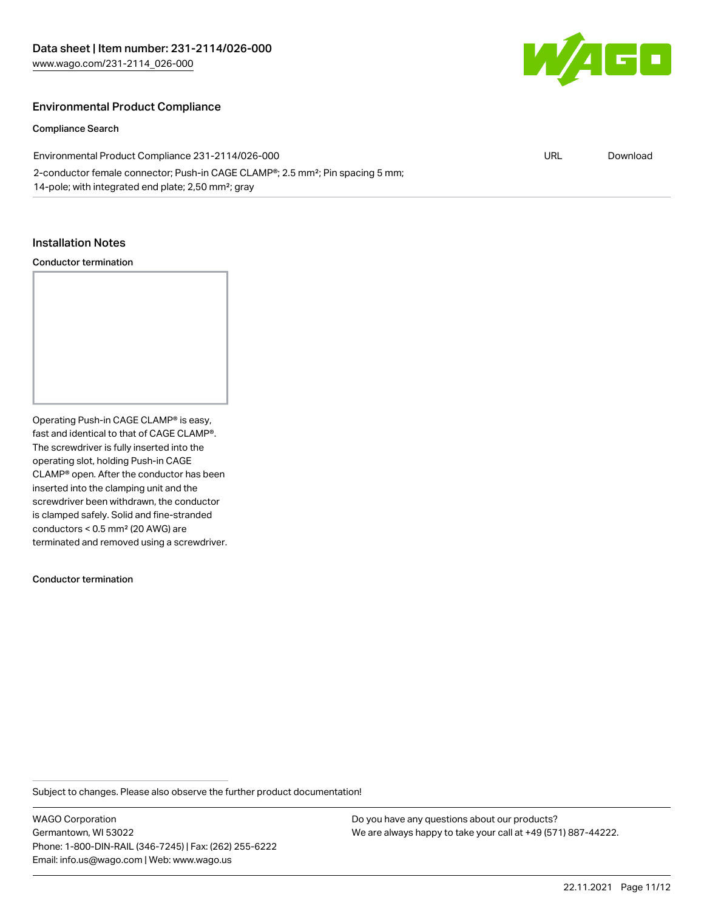## Environmental Product Compliance

### Compliance Search

| Environmental Product Compliance 231-2114/026-000 | URL | Download |
| --- | --- | --- |
| 2-conductor female connector; Push-in CAGE CLAMP®; 2.5 mm²; Pin spacing 5 mm; 14-pole; with integrated end plate; 2,50 mm²; gray | | |

## Installation Notes

### Conductor termination

Operating Push-in CAGE CLAMP® is easy, fast and identical to that of CAGE CLAMP®. The screwdriver is fully inserted into the operating slot, holding Push-in CAGE CLAMP® open. After the conductor has been inserted into the clamping unit and the screwdriver been withdrawn, the conductor is clamped safely. Solid and fine-stranded conductors < 0.5 mm² (20 AWG) are terminated and removed using a screwdriver.

### Conductor termination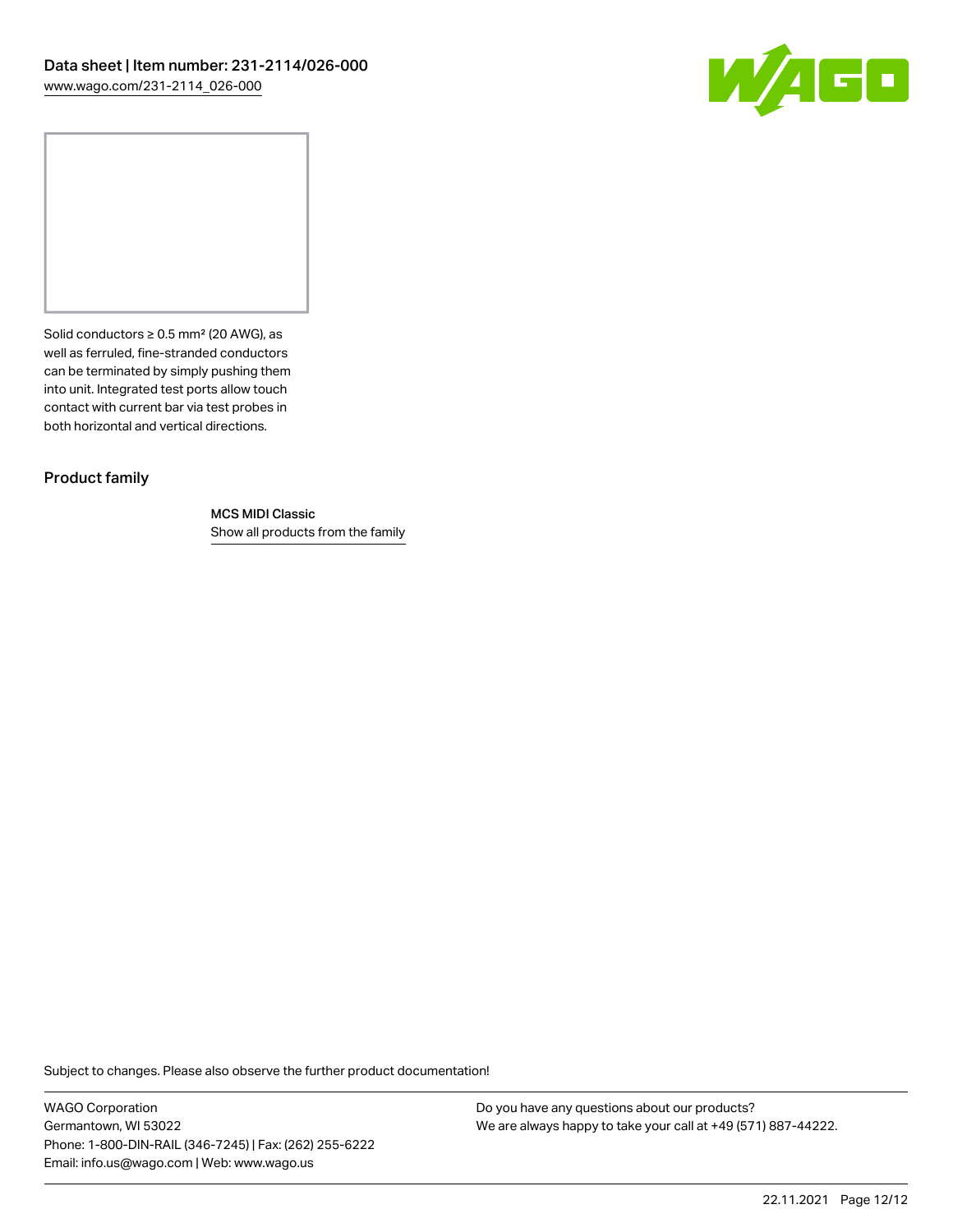Solid conductors ≥ 0.5 mm² (20 AWG), as well as ferruled, fine-stranded conductors can be terminated by simply pushing them into unit. Integrated test ports allow touch contact with current bar via test probes in both horizontal and vertical directions.

## Product family

MCS MIDI Classic
Show all products from the family

Subject to changes. Please also observe the further product documentation!

WAGO Corporation
Germantown, WI 53022
Phone: 1-800-DIN-RAIL (346-7245) | Fax: (262) 255-6222
Email: info.us@wago.com | Web: www.wago.us

Do you have any questions about our products?
We are always happy to take your call at +49 (571) 887-44222.